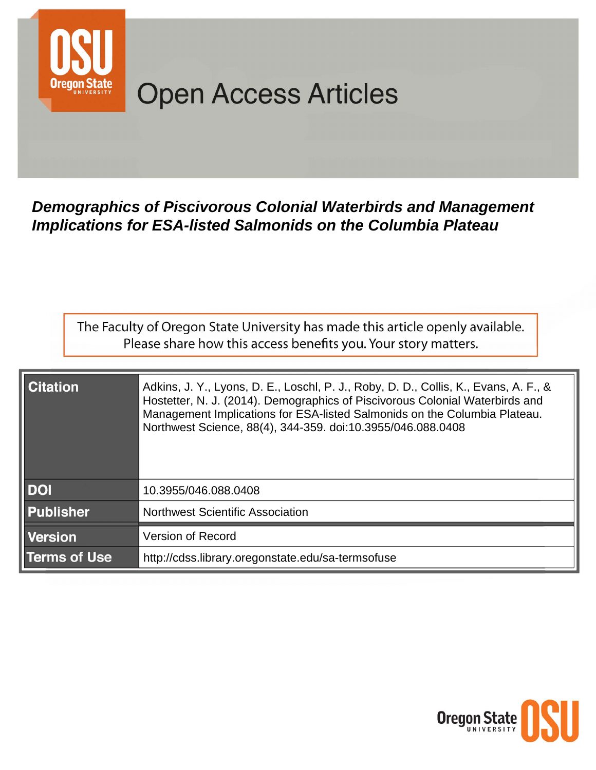Open Access Articles

***Demographics of Piscivorous Colonial Waterbirds and Management Implications for ESA-listed Salmonids on the Columbia Plateau***

The Faculty of Oregon State University has made this article openly available. Please share how this access benefits you. Your story matters.

| | |
|---|---|
| **Citation** | Adkins, J. Y., Lyons, D. E., Loschl, P. J., Roby, D. D., Collis, K., Evans, A. F., & Hostetter, N. J. (2014). Demographics of Piscivorous Colonial Waterbirds and Management Implications for ESA-listed Salmonids on the Columbia Plateau. Northwest Science, 88(4), 344-359. doi:10.3955/046.088.0408 |
| **DOI** | 10.3955/046.088.0408 |
| **Publisher** | Northwest Scientific Association |
| **Version** | Version of Record |
| **Terms of Use** | http://cdss.library.oregonstate.edu/sa-termsofuse |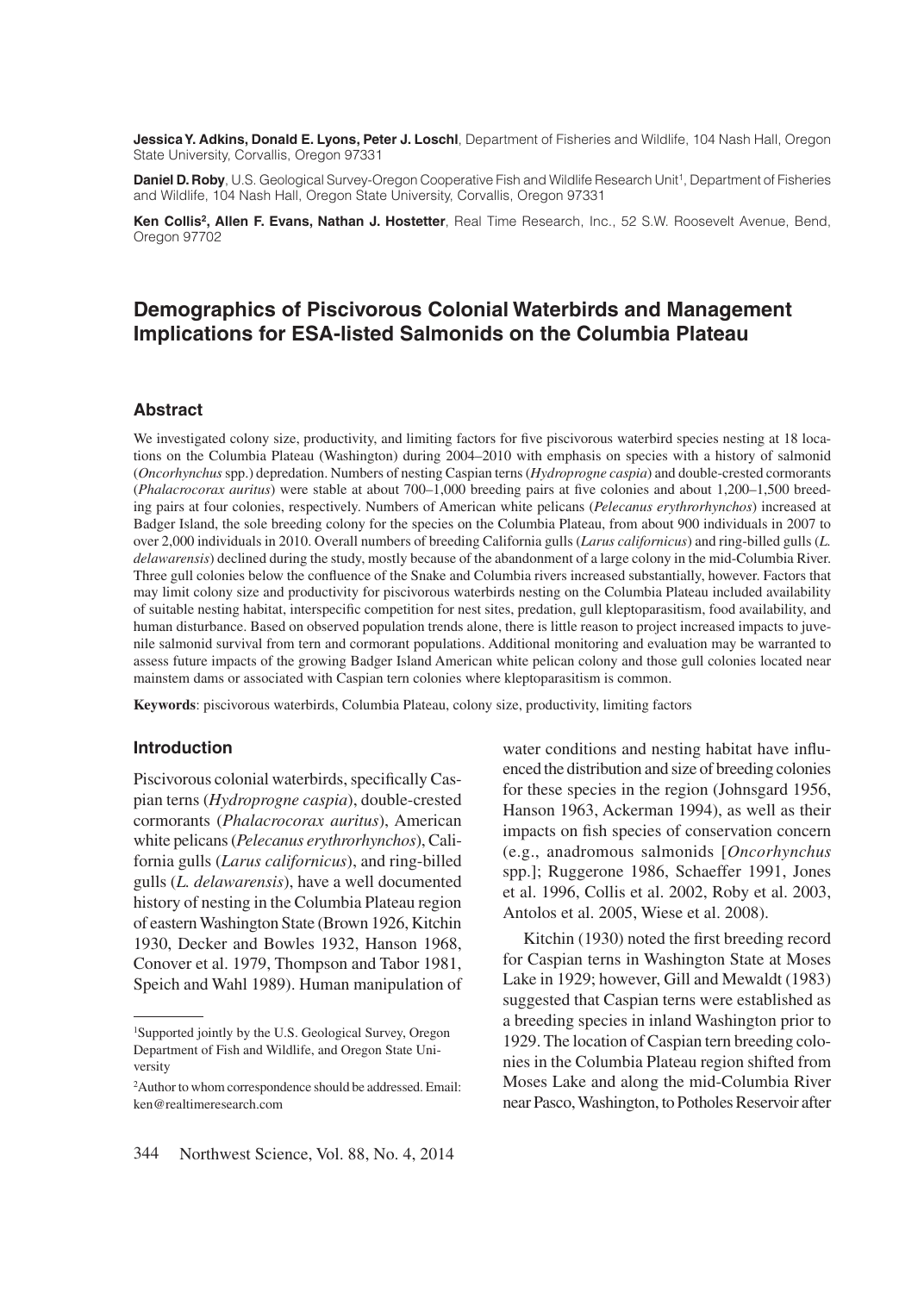**Jessica Y. Adkins, Donald E. Lyons, Peter J. Loschl**, Department of Fisheries and Wildlife, 104 Nash Hall, Oregon State University, Corvallis, Oregon 97331

**Daniel D. Roby**, U.S. Geological Survey-Oregon Cooperative Fish and Wildlife Research Unit[1], Department of Fisheries and Wildlife, 104 Nash Hall, Oregon State University, Corvallis, Oregon 97331

**Ken Collis[2], Allen F. Evans, Nathan J. Hostetter**, Real Time Research, Inc., 52 S.W. Roosevelt Avenue, Bend, Oregon 97702

# Demographics of Piscivorous Colonial Waterbirds and Management Implications for ESA-listed Salmonids on the Columbia Plateau

## Abstract

We investigated colony size, productivity, and limiting factors for five piscivorous waterbird species nesting at 18 locations on the Columbia Plateau (Washington) during 2004–2010 with emphasis on species with a history of salmonid (*Oncorhynchus* spp.) depredation. Numbers of nesting Caspian terns (*Hydroprogne caspia*) and double-crested cormorants (*Phalacrocorax auritus*) were stable at about 700–1,000 breeding pairs at five colonies and about 1,200–1,500 breeding pairs at four colonies, respectively. Numbers of American white pelicans (*Pelecanus erythrorhynchos*) increased at Badger Island, the sole breeding colony for the species on the Columbia Plateau, from about 900 individuals in 2007 to over 2,000 individuals in 2010. Overall numbers of breeding California gulls (*Larus californicus*) and ring-billed gulls (*L. delawarensis*) declined during the study, mostly because of the abandonment of a large colony in the mid-Columbia River. Three gull colonies below the confluence of the Snake and Columbia rivers increased substantially, however. Factors that may limit colony size and productivity for piscivorous waterbirds nesting on the Columbia Plateau included availability of suitable nesting habitat, interspecific competition for nest sites, predation, gull kleptoparasitism, food availability, and human disturbance. Based on observed population trends alone, there is little reason to project increased impacts to juvenile salmonid survival from tern and cormorant populations. Additional monitoring and evaluation may be warranted to assess future impacts of the growing Badger Island American white pelican colony and those gull colonies located near mainstem dams or associated with Caspian tern colonies where kleptoparasitism is common.

**Keywords**: piscivorous waterbirds, Columbia Plateau, colony size, productivity, limiting factors

## Introduction

Piscivorous colonial waterbirds, specifically Caspian terns (*Hydroprogne caspia*), double-crested cormorants (*Phalacrocorax auritus*), American white pelicans (*Pelecanus erythrorhynchos*), California gulls (*Larus californicus*), and ring-billed gulls (*L. delawarensis*), have a well documented history of nesting in the Columbia Plateau region of eastern Washington State (Brown 1926, Kitchin 1930, Decker and Bowles 1932, Hanson 1968, Conover et al. 1979, Thompson and Tabor 1981, Speich and Wahl 1989). Human manipulation of water conditions and nesting habitat have influenced the distribution and size of breeding colonies for these species in the region (Johnsgard 1956, Hanson 1963, Ackerman 1994), as well as their impacts on fish species of conservation concern (e.g., anadromous salmonids [*Oncorhynchus* spp.]; Ruggerone 1986, Schaeffer 1991, Jones et al. 1996, Collis et al. 2002, Roby et al. 2003, Antolos et al. 2005, Wiese et al. 2008).

Kitchin (1930) noted the first breeding record for Caspian terns in Washington State at Moses Lake in 1929; however, Gill and Mewaldt (1983) suggested that Caspian terns were established as a breeding species in inland Washington prior to 1929. The location of Caspian tern breeding colonies in the Columbia Plateau region shifted from Moses Lake and along the mid-Columbia River near Pasco, Washington, to Potholes Reservoir after

[1]Supported jointly by the U.S. Geological Survey, Oregon Department of Fish and Wildlife, and Oregon State University

[2]Author to whom correspondence should be addressed. Email: ken@realtimeresearch.com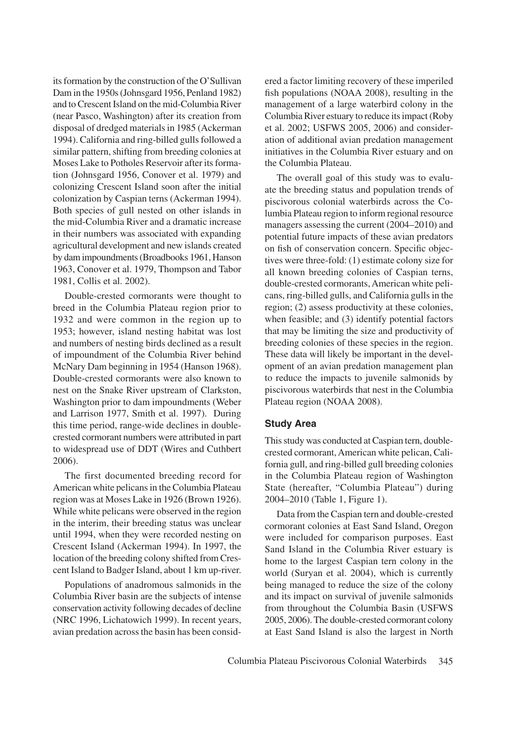its formation by the construction of the O'Sullivan Dam in the 1950s (Johnsgard 1956, Penland 1982) and to Crescent Island on the mid-Columbia River (near Pasco, Washington) after its creation from disposal of dredged materials in 1985 (Ackerman 1994). California and ring-billed gulls followed a similar pattern, shifting from breeding colonies at Moses Lake to Potholes Reservoir after its formation (Johnsgard 1956, Conover et al. 1979) and colonizing Crescent Island soon after the initial colonization by Caspian terns (Ackerman 1994). Both species of gull nested on other islands in the mid-Columbia River and a dramatic increase in their numbers was associated with expanding agricultural development and new islands created by dam impoundments (Broadbooks 1961, Hanson 1963, Conover et al. 1979, Thompson and Tabor 1981, Collis et al. 2002).

Double-crested cormorants were thought to breed in the Columbia Plateau region prior to 1932 and were common in the region up to 1953; however, island nesting habitat was lost and numbers of nesting birds declined as a result of impoundment of the Columbia River behind McNary Dam beginning in 1954 (Hanson 1968). Double-crested cormorants were also known to nest on the Snake River upstream of Clarkston, Washington prior to dam impoundments (Weber and Larrison 1977, Smith et al. 1997). During this time period, range-wide declines in double-crested cormorant numbers were attributed in part to widespread use of DDT (Wires and Cuthbert 2006).

The first documented breeding record for American white pelicans in the Columbia Plateau region was at Moses Lake in 1926 (Brown 1926). While white pelicans were observed in the region in the interim, their breeding status was unclear until 1994, when they were recorded nesting on Crescent Island (Ackerman 1994). In 1997, the location of the breeding colony shifted from Crescent Island to Badger Island, about 1 km up-river.

Populations of anadromous salmonids in the Columbia River basin are the subjects of intense conservation activity following decades of decline (NRC 1996, Lichatowich 1999). In recent years, avian predation across the basin has been considered a factor limiting recovery of these imperiled fish populations (NOAA 2008), resulting in the management of a large waterbird colony in the Columbia River estuary to reduce its impact (Roby et al. 2002; USFWS 2005, 2006) and consideration of additional avian predation management initiatives in the Columbia River estuary and on the Columbia Plateau.

The overall goal of this study was to evaluate the breeding status and population trends of piscivorous colonial waterbirds across the Columbia Plateau region to inform regional resource managers assessing the current (2004–2010) and potential future impacts of these avian predators on fish of conservation concern. Specific objectives were three-fold: (1) estimate colony size for all known breeding colonies of Caspian terns, double-crested cormorants, American white pelicans, ring-billed gulls, and California gulls in the region; (2) assess productivity at these colonies, when feasible; and (3) identify potential factors that may be limiting the size and productivity of breeding colonies of these species in the region. These data will likely be important in the development of an avian predation management plan to reduce the impacts to juvenile salmonids by piscivorous waterbirds that nest in the Columbia Plateau region (NOAA 2008).

## Study Area

This study was conducted at Caspian tern, double-crested cormorant, American white pelican, California gull, and ring-billed gull breeding colonies in the Columbia Plateau region of Washington State (hereafter, "Columbia Plateau") during 2004–2010 (Table 1, Figure 1).

Data from the Caspian tern and double-crested cormorant colonies at East Sand Island, Oregon were included for comparison purposes. East Sand Island in the Columbia River estuary is home to the largest Caspian tern colony in the world (Suryan et al. 2004), which is currently being managed to reduce the size of the colony and its impact on survival of juvenile salmonids from throughout the Columbia Basin (USFWS 2005, 2006). The double-crested cormorant colony at East Sand Island is also the largest in North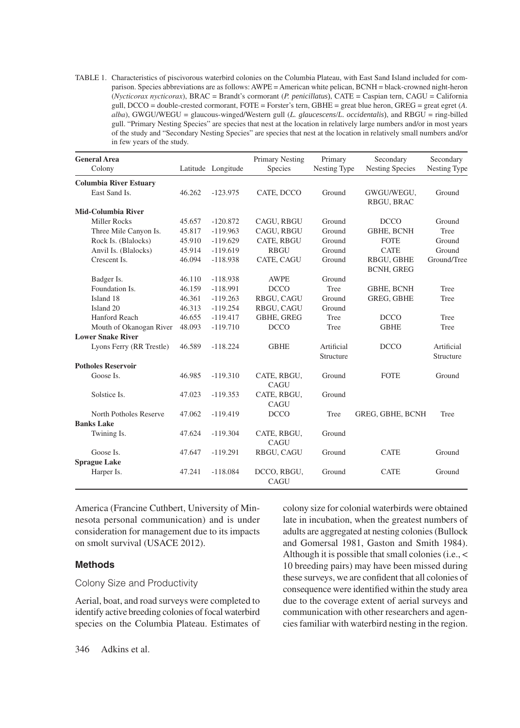TABLE 1. Characteristics of piscivorous waterbird colonies on the Columbia Plateau, with East Sand Island included for comparison. Species abbreviations are as follows: AWPE = American white pelican, BCNH = black-crowned night-heron (*Nycticorax nycticorax*), BRAC = Brandt's cormorant (*P. penicillatus*), CATE = Caspian tern, CAGU = California gull, DCCO = double-crested cormorant, FOTE = Forster's tern, GBHE = great blue heron, GREG = great egret (*A. alba*), GWGU/WEGU = glaucous-winged/Western gull (*L. glaucescens*/*L. occidentalis*), and RBGU = ring-billed gull. "Primary Nesting Species" are species that nest at the location in relatively large numbers and/or in most years of the study and "Secondary Nesting Species" are species that nest at the location in relatively small numbers and/or in few years of the study.

| General Area<br>Colony | Latitude | Longitude | Primary Nesting Species | Primary Nesting Type | Secondary Nesting Species | Secondary Nesting Type |
|---|---|---|---|---|---|---|
| **Columbia River Estuary** | | | | | | |
| East Sand Is. | 46.262 | -123.975 | CATE, DCCO | Ground | GWGU/WEGU, RBGU, BRAC | Ground |
| **Mid-Columbia River** | | | | | | |
| Miller Rocks | 45.657 | -120.872 | CAGU, RBGU | Ground | DCCO | Ground |
| Three Mile Canyon Is. | 45.817 | -119.963 | CAGU, RBGU | Ground | GBHE, BCNH | Tree |
| Rock Is. (Blalocks) | 45.910 | -119.629 | CATE, RBGU | Ground | FOTE | Ground |
| Anvil Is. (Blalocks) | 45.914 | -119.619 | RBGU | Ground | CATE | Ground |
| Crescent Is. | 46.094 | -118.938 | CATE, CAGU | Ground | RBGU, GBHE BCNH, GREG | Ground/Tree |
| Badger Is. | 46.110 | -118.938 | AWPE | Ground | | |
| Foundation Is. | 46.159 | -118.991 | DCCO | Tree | GBHE, BCNH | Tree |
| Island 18 | 46.361 | -119.263 | RBGU, CAGU | Ground | GREG, GBHE | Tree |
| Island 20 | 46.313 | -119.254 | RBGU, CAGU | Ground | | |
| Hanford Reach | 46.655 | -119.417 | GBHE, GREG | Tree | DCCO | Tree |
| Mouth of Okanogan River | 48.093 | -119.710 | DCCO | Tree | GBHE | Tree |
| **Lower Snake River** | | | | | | |
| Lyons Ferry (RR Trestle) | 46.589 | -118.224 | GBHE | Artificial Structure | DCCO | Artificial Structure |
| **Potholes Reservoir** | | | | | | |
| Goose Is. | 46.985 | -119.310 | CATE, RBGU, CAGU | Ground | FOTE | Ground |
| Solstice Is. | 47.023 | -119.353 | CATE, RBGU, CAGU | Ground | | |
| North Potholes Reserve | 47.062 | -119.419 | DCCO | Tree | GREG, GBHE, BCNH | Tree |
| **Banks Lake** | | | | | | |
| Twining Is. | 47.624 | -119.304 | CATE, RBGU, CAGU | Ground | | |
| Goose Is. | 47.647 | -119.291 | RBGU, CAGU | Ground | CATE | Ground |
| **Sprague Lake** | | | | | | |
| Harper Is. | 47.241 | -118.084 | DCCO, RBGU, CAGU | Ground | CATE | Ground |

America (Francine Cuthbert, University of Minnesota personal communication) and is under consideration for management due to its impacts on smolt survival (USACE 2012).

## Methods

### Colony Size and Productivity

Aerial, boat, and road surveys were completed to identify active breeding colonies of focal waterbird species on the Columbia Plateau. Estimates of colony size for colonial waterbirds were obtained late in incubation, when the greatest numbers of adults are aggregated at nesting colonies (Bullock and Gomersal 1981, Gaston and Smith 1984). Although it is possible that small colonies (i.e., < 10 breeding pairs) may have been missed during these surveys, we are confident that all colonies of consequence were identified within the study area due to the coverage extent of aerial surveys and communication with other researchers and agencies familiar with waterbird nesting in the region.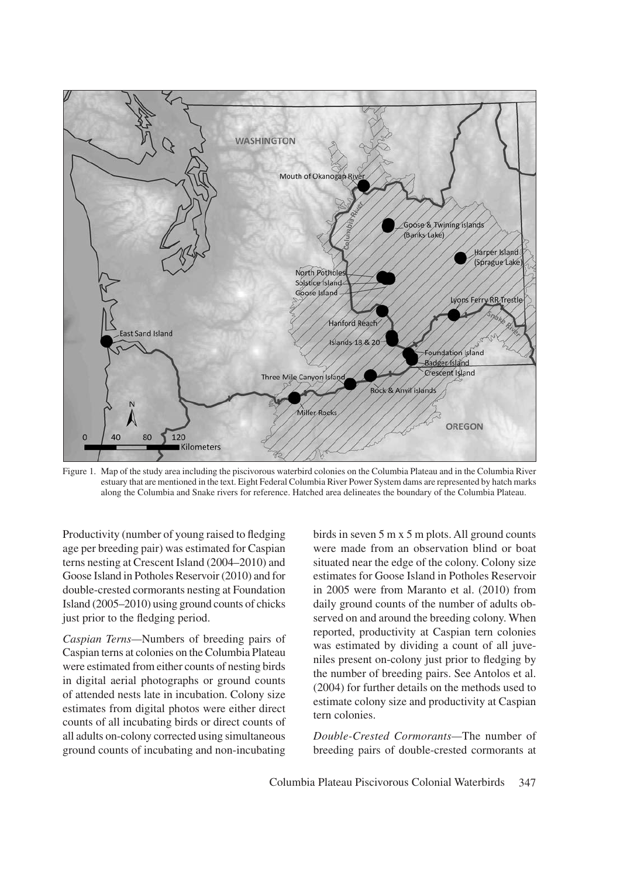Figure 1. Map of the study area including the piscivorous waterbird colonies on the Columbia Plateau and in the Columbia River estuary that are mentioned in the text. Eight Federal Columbia River Power System dams are represented by hatch marks along the Columbia and Snake rivers for reference. Hatched area delineates the boundary of the Columbia Plateau.

Productivity (number of young raised to fledging age per breeding pair) was estimated for Caspian terns nesting at Crescent Island (2004–2010) and Goose Island in Potholes Reservoir (2010) and for double-crested cormorants nesting at Foundation Island (2005–2010) using ground counts of chicks just prior to the fledging period.

*Caspian Terns*—Numbers of breeding pairs of Caspian terns at colonies on the Columbia Plateau were estimated from either counts of nesting birds in digital aerial photographs or ground counts of attended nests late in incubation. Colony size estimates from digital photos were either direct counts of all incubating birds or direct counts of all adults on-colony corrected using simultaneous ground counts of incubating and non-incubating birds in seven 5 m x 5 m plots. All ground counts were made from an observation blind or boat situated near the edge of the colony. Colony size estimates for Goose Island in Potholes Reservoir in 2005 were from Maranto et al. (2010) from daily ground counts of the number of adults observed on and around the breeding colony. When reported, productivity at Caspian tern colonies was estimated by dividing a count of all juveniles present on-colony just prior to fledging by the number of breeding pairs. See Antolos et al. (2004) for further details on the methods used to estimate colony size and productivity at Caspian tern colonies.

*Double-Crested Cormorants*—The number of breeding pairs of double-crested cormorants at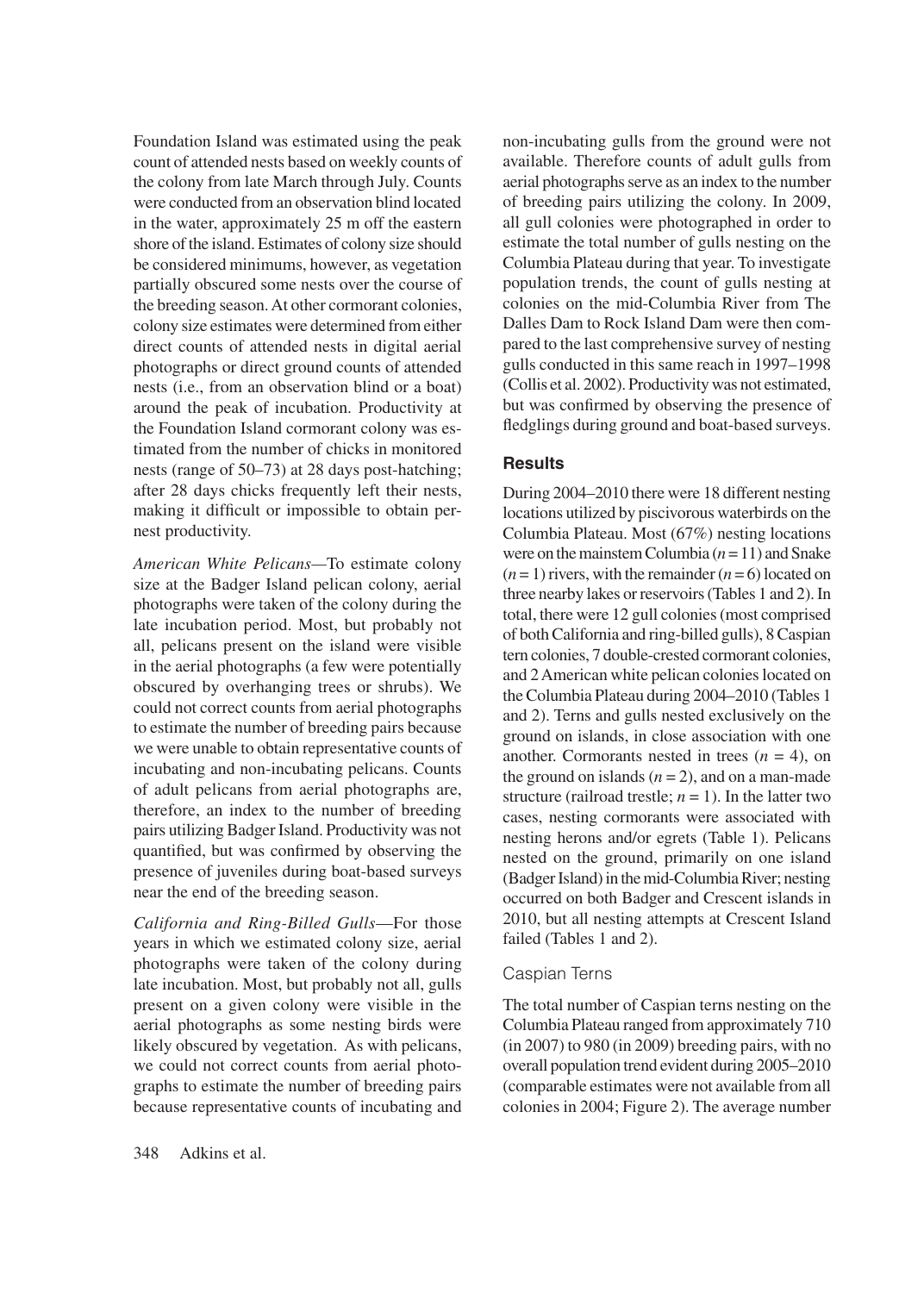Foundation Island was estimated using the peak count of attended nests based on weekly counts of the colony from late March through July. Counts were conducted from an observation blind located in the water, approximately 25 m off the eastern shore of the island. Estimates of colony size should be considered minimums, however, as vegetation partially obscured some nests over the course of the breeding season. At other cormorant colonies, colony size estimates were determined from either direct counts of attended nests in digital aerial photographs or direct ground counts of attended nests (i.e., from an observation blind or a boat) around the peak of incubation. Productivity at the Foundation Island cormorant colony was estimated from the number of chicks in monitored nests (range of 50–73) at 28 days post-hatching; after 28 days chicks frequently left their nests, making it difficult or impossible to obtain per-nest productivity.

*American White Pelicans*—To estimate colony size at the Badger Island pelican colony, aerial photographs were taken of the colony during the late incubation period. Most, but probably not all, pelicans present on the island were visible in the aerial photographs (a few were potentially obscured by overhanging trees or shrubs). We could not correct counts from aerial photographs to estimate the number of breeding pairs because we were unable to obtain representative counts of incubating and non-incubating pelicans. Counts of adult pelicans from aerial photographs are, therefore, an index to the number of breeding pairs utilizing Badger Island. Productivity was not quantified, but was confirmed by observing the presence of juveniles during boat-based surveys near the end of the breeding season.

*California and Ring-Billed Gulls*—For those years in which we estimated colony size, aerial photographs were taken of the colony during late incubation. Most, but probably not all, gulls present on a given colony were visible in the aerial photographs as some nesting birds were likely obscured by vegetation. As with pelicans, we could not correct counts from aerial photographs to estimate the number of breeding pairs because representative counts of incubating and non-incubating gulls from the ground were not available. Therefore counts of adult gulls from aerial photographs serve as an index to the number of breeding pairs utilizing the colony. In 2009, all gull colonies were photographed in order to estimate the total number of gulls nesting on the Columbia Plateau during that year. To investigate population trends, the count of gulls nesting at colonies on the mid-Columbia River from The Dalles Dam to Rock Island Dam were then compared to the last comprehensive survey of nesting gulls conducted in this same reach in 1997–1998 (Collis et al. 2002). Productivity was not estimated, but was confirmed by observing the presence of fledglings during ground and boat-based surveys.

## Results

During 2004–2010 there were 18 different nesting locations utilized by piscivorous waterbirds on the Columbia Plateau. Most (67%) nesting locations were on the mainstem Columbia ($n = 11$) and Snake ($n = 1$) rivers, with the remainder ($n = 6$) located on three nearby lakes or reservoirs (Tables 1 and 2). In total, there were 12 gull colonies (most comprised of both California and ring-billed gulls), 8 Caspian tern colonies, 7 double-crested cormorant colonies, and 2 American white pelican colonies located on the Columbia Plateau during 2004–2010 (Tables 1 and 2). Terns and gulls nested exclusively on the ground on islands, in close association with one another. Cormorants nested in trees ($n = 4$), on the ground on islands ($n = 2$), and on a man-made structure (railroad trestle; $n = 1$). In the latter two cases, nesting cormorants were associated with nesting herons and/or egrets (Table 1). Pelicans nested on the ground, primarily on one island (Badger Island) in the mid-Columbia River; nesting occurred on both Badger and Crescent islands in 2010, but all nesting attempts at Crescent Island failed (Tables 1 and 2).

### Caspian Terns

The total number of Caspian terns nesting on the Columbia Plateau ranged from approximately 710 (in 2007) to 980 (in 2009) breeding pairs, with no overall population trend evident during 2005–2010 (comparable estimates were not available from all colonies in 2004; Figure 2). The average number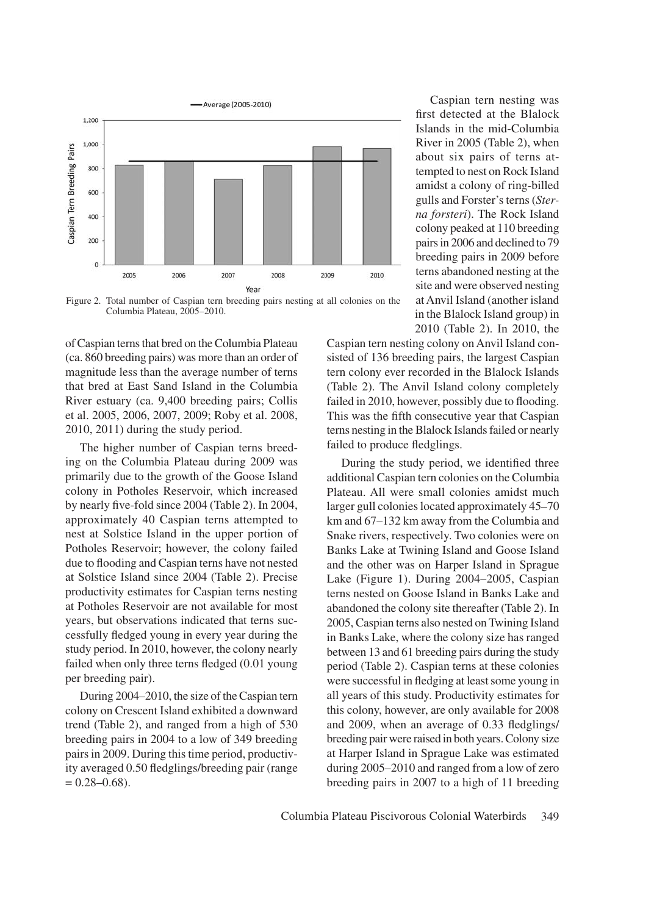Figure 2. Total number of Caspian tern breeding pairs nesting at all colonies on the Columbia Plateau, 2005–2010.

of Caspian terns that bred on the Columbia Plateau (ca. 860 breeding pairs) was more than an order of magnitude less than the average number of terns that bred at East Sand Island in the Columbia River estuary (ca. 9,400 breeding pairs; Collis et al. 2005, 2006, 2007, 2009; Roby et al. 2008, 2010, 2011) during the study period.

The higher number of Caspian terns breeding on the Columbia Plateau during 2009 was primarily due to the growth of the Goose Island colony in Potholes Reservoir, which increased by nearly five-fold since 2004 (Table 2). In 2004, approximately 40 Caspian terns attempted to nest at Solstice Island in the upper portion of Potholes Reservoir; however, the colony failed due to flooding and Caspian terns have not nested at Solstice Island since 2004 (Table 2). Precise productivity estimates for Caspian terns nesting at Potholes Reservoir are not available for most years, but observations indicated that terns successfully fledged young in every year during the study period. In 2010, however, the colony nearly failed when only three terns fledged (0.01 young per breeding pair).

During 2004–2010, the size of the Caspian tern colony on Crescent Island exhibited a downward trend (Table 2), and ranged from a high of 530 breeding pairs in 2004 to a low of 349 breeding pairs in 2009. During this time period, productivity averaged 0.50 fledglings/breeding pair (range = 0.28–0.68).

Caspian tern nesting was first detected at the Blalock Islands in the mid-Columbia River in 2005 (Table 2), when about six pairs of terns attempted to nest on Rock Island amidst a colony of ring-billed gulls and Forster's terns (*Sterna forsteri*). The Rock Island colony peaked at 110 breeding pairs in 2006 and declined to 79 breeding pairs in 2009 before terns abandoned nesting at the site and were observed nesting at Anvil Island (another island in the Blalock Island group) in 2010 (Table 2). In 2010, the Caspian tern nesting colony on Anvil Island consisted of 136 breeding pairs, the largest Caspian tern colony ever recorded in the Blalock Islands (Table 2). The Anvil Island colony completely failed in 2010, however, possibly due to flooding. This was the fifth consecutive year that Caspian terns nesting in the Blalock Islands failed or nearly failed to produce fledglings.

During the study period, we identified three additional Caspian tern colonies on the Columbia Plateau. All were small colonies amidst much larger gull colonies located approximately 45–70 km and 67–132 km away from the Columbia and Snake rivers, respectively. Two colonies were on Banks Lake at Twining Island and Goose Island and the other was on Harper Island in Sprague Lake (Figure 1). During 2004–2005, Caspian terns nested on Goose Island in Banks Lake and abandoned the colony site thereafter (Table 2). In 2005, Caspian terns also nested on Twining Island in Banks Lake, where the colony size has ranged between 13 and 61 breeding pairs during the study period (Table 2). Caspian terns at these colonies were successful in fledging at least some young in all years of this study. Productivity estimates for this colony, however, are only available for 2008 and 2009, when an average of 0.33 fledglings/breeding pair were raised in both years. Colony size at Harper Island in Sprague Lake was estimated during 2005–2010 and ranged from a low of zero breeding pairs in 2007 to a high of 11 breeding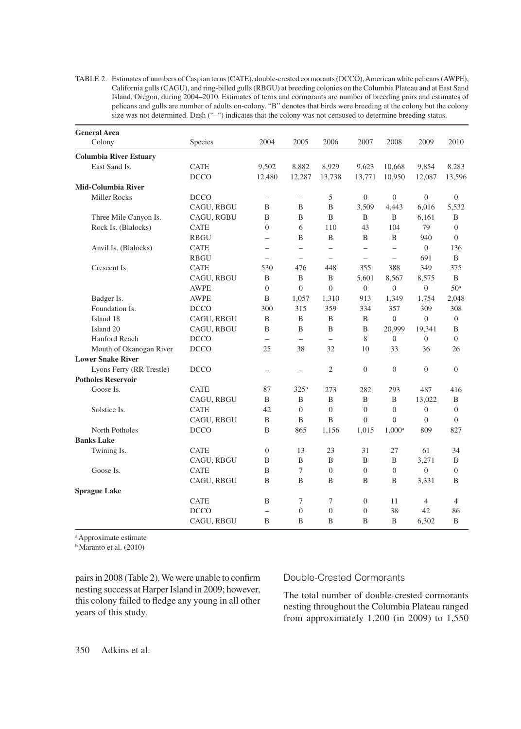TABLE 2. Estimates of numbers of Caspian terns (CATE), double-crested cormorants (DCCO), American white pelicans (AWPE), California gulls (CAGU), and ring-billed gulls (RBGU) at breeding colonies on the Columbia Plateau and at East Sand Island, Oregon, during 2004–2010. Estimates of terns and cormorants are number of breeding pairs and estimates of pelicans and gulls are number of adults on-colony. "B" denotes that birds were breeding at the colony but the colony size was not determined. Dash ("–") indicates that the colony was not censused to determine breeding status.

| General Area / Colony | Species | 2004 | 2005 | 2006 | 2007 | 2008 | 2009 | 2010 |
|---|---|---|---|---|---|---|---|---|
| **Columbia River Estuary** | | | | | | | | |
| East Sand Is. | CATE | 9,502 | 8,882 | 8,929 | 9,623 | 10,668 | 9,854 | 8,283 |
| | DCCO | 12,480 | 12,287 | 13,738 | 13,771 | 10,950 | 12,087 | 13,596 |
| **Mid-Columbia River** | | | | | | | | |
| Miller Rocks | DCCO | – | – | 5 | 0 | 0 | 0 | 0 |
| | CAGU, RBGU | B | B | B | 3,509 | 4,443 | 6,016 | 5,532 |
| Three Mile Canyon Is. | CAGU, RGBU | B | B | B | B | B | 6,161 | B |
| Rock Is. (Blalocks) | CATE | 0 | 6 | 110 | 43 | 104 | 79 | 0 |
| | RBGU | – | B | B | B | B | 940 | 0 |
| Anvil Is. (Blalocks) | CATE | – | – | – | – | – | 0 | 136 |
| | RBGU | – | – | – | – | – | 691 | B |
| Crescent Is. | CATE | 530 | 476 | 448 | 355 | 388 | 349 | 375 |
| | CAGU, RBGU | B | B | B | 5,601 | 8,567 | 8,575 | B |
| | AWPE | 0 | 0 | 0 | 0 | 0 | 0 | 50[a] |
| Badger Is. | AWPE | B | 1,057 | 1,310 | 913 | 1,349 | 1,754 | 2,048 |
| Foundation Is. | DCCO | 300 | 315 | 359 | 334 | 357 | 309 | 308 |
| Island 18 | CAGU, RBGU | B | B | B | B | 0 | 0 | 0 |
| Island 20 | CAGU, RBGU | B | B | B | B | 20,999 | 19,341 | B |
| Hanford Reach | DCCO | – | – | – | 8 | 0 | 0 | 0 |
| Mouth of Okanogan River | DCCO | 25 | 38 | 32 | 10 | 33 | 36 | 26 |
| **Lower Snake River** | | | | | | | | |
| Lyons Ferry (RR Trestle) | DCCO | – | – | 2 | 0 | 0 | 0 | 0 |
| **Potholes Reservoir** | | | | | | | | |
| Goose Is. | CATE | 87 | 325[b] | 273 | 282 | 293 | 487 | 416 |
| | CAGU, RBGU | B | B | B | B | B | 13,022 | B |
| Solstice Is. | CATE | 42 | 0 | 0 | 0 | 0 | 0 | 0 |
| | CAGU, RBGU | B | B | B | 0 | 0 | 0 | 0 |
| North Potholes | DCCO | B | 865 | 1,156 | 1,015 | 1,000[a] | 809 | 827 |
| **Banks Lake** | | | | | | | | |
| Twining Is. | CATE | 0 | 13 | 23 | 31 | 27 | 61 | 34 |
| | CAGU, RBGU | B | B | B | B | B | 3,271 | B |
| Goose Is. | CATE | B | 7 | 0 | 0 | 0 | 0 | 0 |
| | CAGU, RBGU | B | B | B | B | B | 3,331 | B |
| **Sprague Lake** | | | | | | | | |
| | CATE | B | 7 | 7 | 0 | 11 | 4 | 4 |
| | DCCO | – | 0 | 0 | 0 | 38 | 42 | 86 |
| | CAGU, RBGU | B | B | B | B | B | 6,302 | B |

[a] Approximate estimate
[b] Maranto et al. (2010)

pairs in 2008 (Table 2). We were unable to confirm nesting success at Harper Island in 2009; however, this colony failed to fledge any young in all other years of this study.

### Double-Crested Cormorants

The total number of double-crested cormorants nesting throughout the Columbia Plateau ranged from approximately 1,200 (in 2009) to 1,550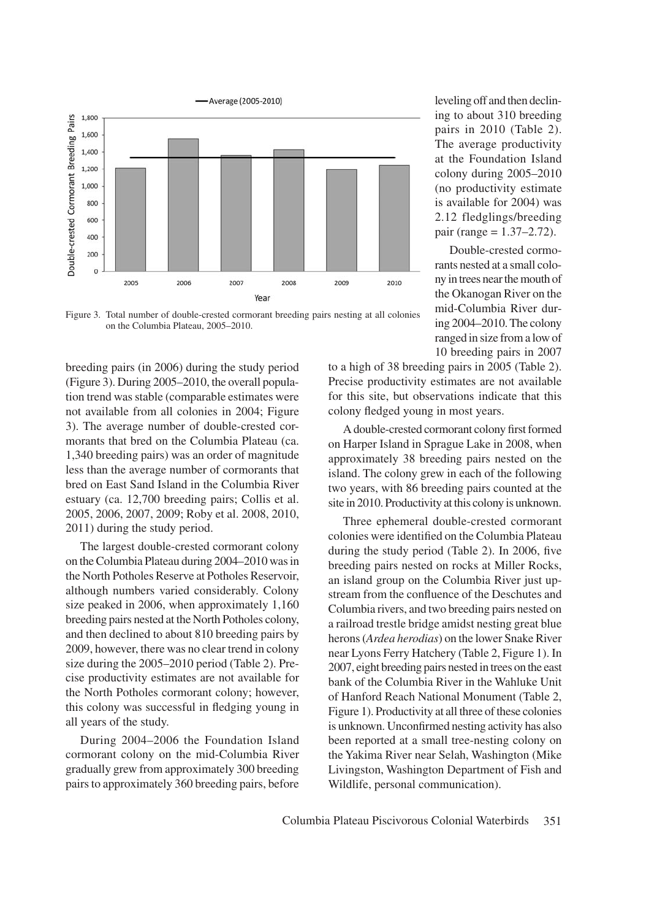Figure 3. Total number of double-crested cormorant breeding pairs nesting at all colonies on the Columbia Plateau, 2005–2010.

breeding pairs (in 2006) during the study period (Figure 3). During 2005–2010, the overall population trend was stable (comparable estimates were not available from all colonies in 2004; Figure 3). The average number of double-crested cormorants that bred on the Columbia Plateau (ca. 1,340 breeding pairs) was an order of magnitude less than the average number of cormorants that bred on East Sand Island in the Columbia River estuary (ca. 12,700 breeding pairs; Collis et al. 2005, 2006, 2007, 2009; Roby et al. 2008, 2010, 2011) during the study period.

The largest double-crested cormorant colony on the Columbia Plateau during 2004–2010 was in the North Potholes Reserve at Potholes Reservoir, although numbers varied considerably. Colony size peaked in 2006, when approximately 1,160 breeding pairs nested at the North Potholes colony, and then declined to about 810 breeding pairs by 2009, however, there was no clear trend in colony size during the 2005–2010 period (Table 2). Precise productivity estimates are not available for the North Potholes cormorant colony; however, this colony was successful in fledging young in all years of the study.

During 2004–2006 the Foundation Island cormorant colony on the mid-Columbia River gradually grew from approximately 300 breeding pairs to approximately 360 breeding pairs, before leveling off and then declining to about 310 breeding pairs in 2010 (Table 2). The average productivity at the Foundation Island colony during 2005–2010 (no productivity estimate is available for 2004) was 2.12 fledglings/breeding pair (range = 1.37–2.72).

Double-crested cormorants nested at a small colony in trees near the mouth of the Okanogan River on the mid-Columbia River during 2004–2010. The colony ranged in size from a low of 10 breeding pairs in 2007 to a high of 38 breeding pairs in 2005 (Table 2). Precise productivity estimates are not available for this site, but observations indicate that this colony fledged young in most years.

A double-crested cormorant colony first formed on Harper Island in Sprague Lake in 2008, when approximately 38 breeding pairs nested on the island. The colony grew in each of the following two years, with 86 breeding pairs counted at the site in 2010. Productivity at this colony is unknown.

Three ephemeral double-crested cormorant colonies were identified on the Columbia Plateau during the study period (Table 2). In 2006, five breeding pairs nested on rocks at Miller Rocks, an island group on the Columbia River just upstream from the confluence of the Deschutes and Columbia rivers, and two breeding pairs nested on a railroad trestle bridge amidst nesting great blue herons (*Ardea herodias*) on the lower Snake River near Lyons Ferry Hatchery (Table 2, Figure 1). In 2007, eight breeding pairs nested in trees on the east bank of the Columbia River in the Wahluke Unit of Hanford Reach National Monument (Table 2, Figure 1). Productivity at all three of these colonies is unknown. Unconfirmed nesting activity has also been reported at a small tree-nesting colony on the Yakima River near Selah, Washington (Mike Livingston, Washington Department of Fish and Wildlife, personal communication).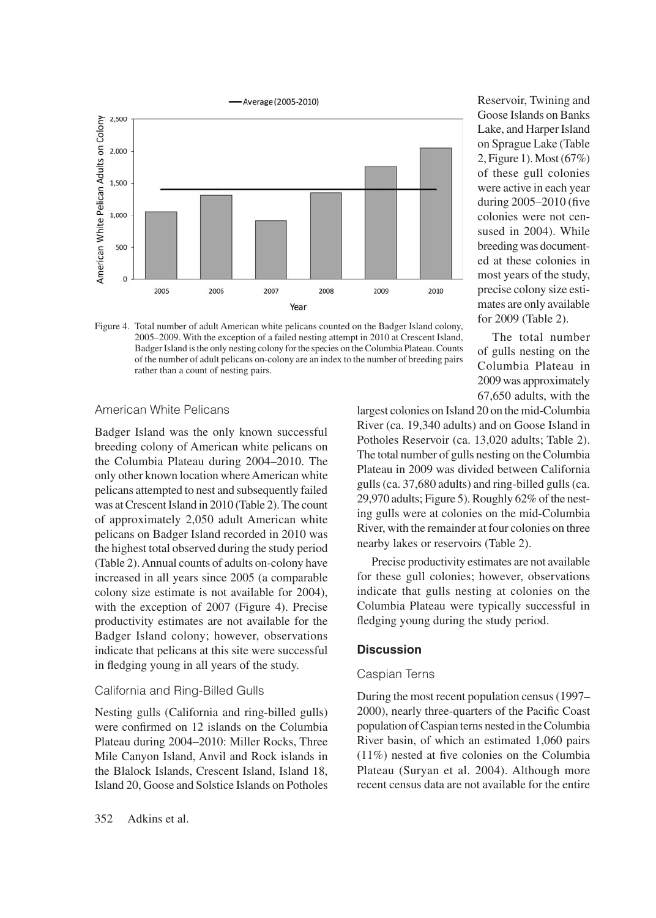Figure 4. Total number of adult American white pelicans counted on the Badger Island colony, 2005–2009. With the exception of a failed nesting attempt in 2010 at Crescent Island, Badger Island is the only nesting colony for the species on the Columbia Plateau. Counts of the number of adult pelicans on-colony are an index to the number of breeding pairs rather than a count of nesting pairs.

### American White Pelicans

Badger Island was the only known successful breeding colony of American white pelicans on the Columbia Plateau during 2004–2010. The only other known location where American white pelicans attempted to nest and subsequently failed was at Crescent Island in 2010 (Table 2). The count of approximately 2,050 adult American white pelicans on Badger Island recorded in 2010 was the highest total observed during the study period (Table 2). Annual counts of adults on-colony have increased in all years since 2005 (a comparable colony size estimate is not available for 2004), with the exception of 2007 (Figure 4). Precise productivity estimates are not available for the Badger Island colony; however, observations indicate that pelicans at this site were successful in fledging young in all years of the study.

### California and Ring-Billed Gulls

Nesting gulls (California and ring-billed gulls) were confirmed on 12 islands on the Columbia Plateau during 2004–2010: Miller Rocks, Three Mile Canyon Island, Anvil and Rock islands in the Blalock Islands, Crescent Island, Island 18, Island 20, Goose and Solstice Islands on Potholes Reservoir, Twining and Goose Islands on Banks Lake, and Harper Island on Sprague Lake (Table 2, Figure 1). Most (67%) of these gull colonies were active in each year during 2005–2010 (five colonies were not censused in 2004). While breeding was documented at these colonies in most years of the study, precise colony size estimates are only available for 2009 (Table 2).

The total number of gulls nesting on the Columbia Plateau in 2009 was approximately 67,650 adults, with the largest colonies on Island 20 on the mid-Columbia River (ca. 19,340 adults) and on Goose Island in Potholes Reservoir (ca. 13,020 adults; Table 2). The total number of gulls nesting on the Columbia Plateau in 2009 was divided between California gulls (ca. 37,680 adults) and ring-billed gulls (ca. 29,970 adults; Figure 5). Roughly 62% of the nesting gulls were at colonies on the mid-Columbia River, with the remainder at four colonies on three nearby lakes or reservoirs (Table 2).

Precise productivity estimates are not available for these gull colonies; however, observations indicate that gulls nesting at colonies on the Columbia Plateau were typically successful in fledging young during the study period.

## Discussion

### Caspian Terns

During the most recent population census (1997–2000), nearly three-quarters of the Pacific Coast population of Caspian terns nested in the Columbia River basin, of which an estimated 1,060 pairs (11%) nested at five colonies on the Columbia Plateau (Suryan et al. 2004). Although more recent census data are not available for the entire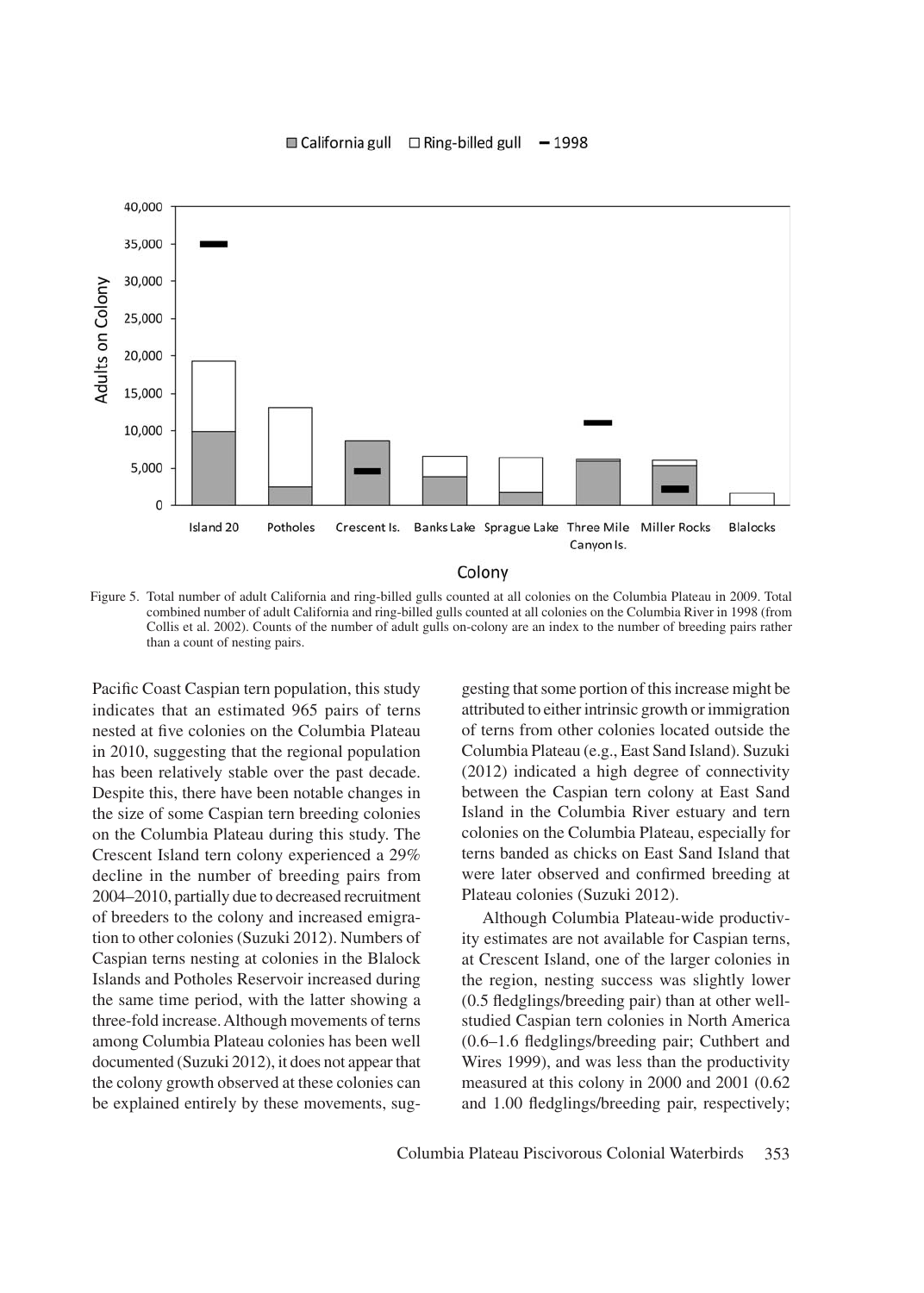Figure 5. Total number of adult California and ring-billed gulls counted at all colonies on the Columbia Plateau in 2009. Total combined number of adult California and ring-billed gulls counted at all colonies on the Columbia River in 1998 (from Collis et al. 2002). Counts of the number of adult gulls on-colony are an index to the number of breeding pairs rather than a count of nesting pairs.

Pacific Coast Caspian tern population, this study indicates that an estimated 965 pairs of terns nested at five colonies on the Columbia Plateau in 2010, suggesting that the regional population has been relatively stable over the past decade. Despite this, there have been notable changes in the size of some Caspian tern breeding colonies on the Columbia Plateau during this study. The Crescent Island tern colony experienced a 29% decline in the number of breeding pairs from 2004–2010, partially due to decreased recruitment of breeders to the colony and increased emigration to other colonies (Suzuki 2012). Numbers of Caspian terns nesting at colonies in the Blalock Islands and Potholes Reservoir increased during the same time period, with the latter showing a three-fold increase. Although movements of terns among Columbia Plateau colonies has been well documented (Suzuki 2012), it does not appear that the colony growth observed at these colonies can be explained entirely by these movements, suggesting that some portion of this increase might be attributed to either intrinsic growth or immigration of terns from other colonies located outside the Columbia Plateau (e.g., East Sand Island). Suzuki (2012) indicated a high degree of connectivity between the Caspian tern colony at East Sand Island in the Columbia River estuary and tern colonies on the Columbia Plateau, especially for terns banded as chicks on East Sand Island that were later observed and confirmed breeding at Plateau colonies (Suzuki 2012).

Although Columbia Plateau-wide productivity estimates are not available for Caspian terns, at Crescent Island, one of the larger colonies in the region, nesting success was slightly lower (0.5 fledglings/breeding pair) than at other well-studied Caspian tern colonies in North America (0.6–1.6 fledglings/breeding pair; Cuthbert and Wires 1999), and was less than the productivity measured at this colony in 2000 and 2001 (0.62 and 1.00 fledglings/breeding pair, respectively;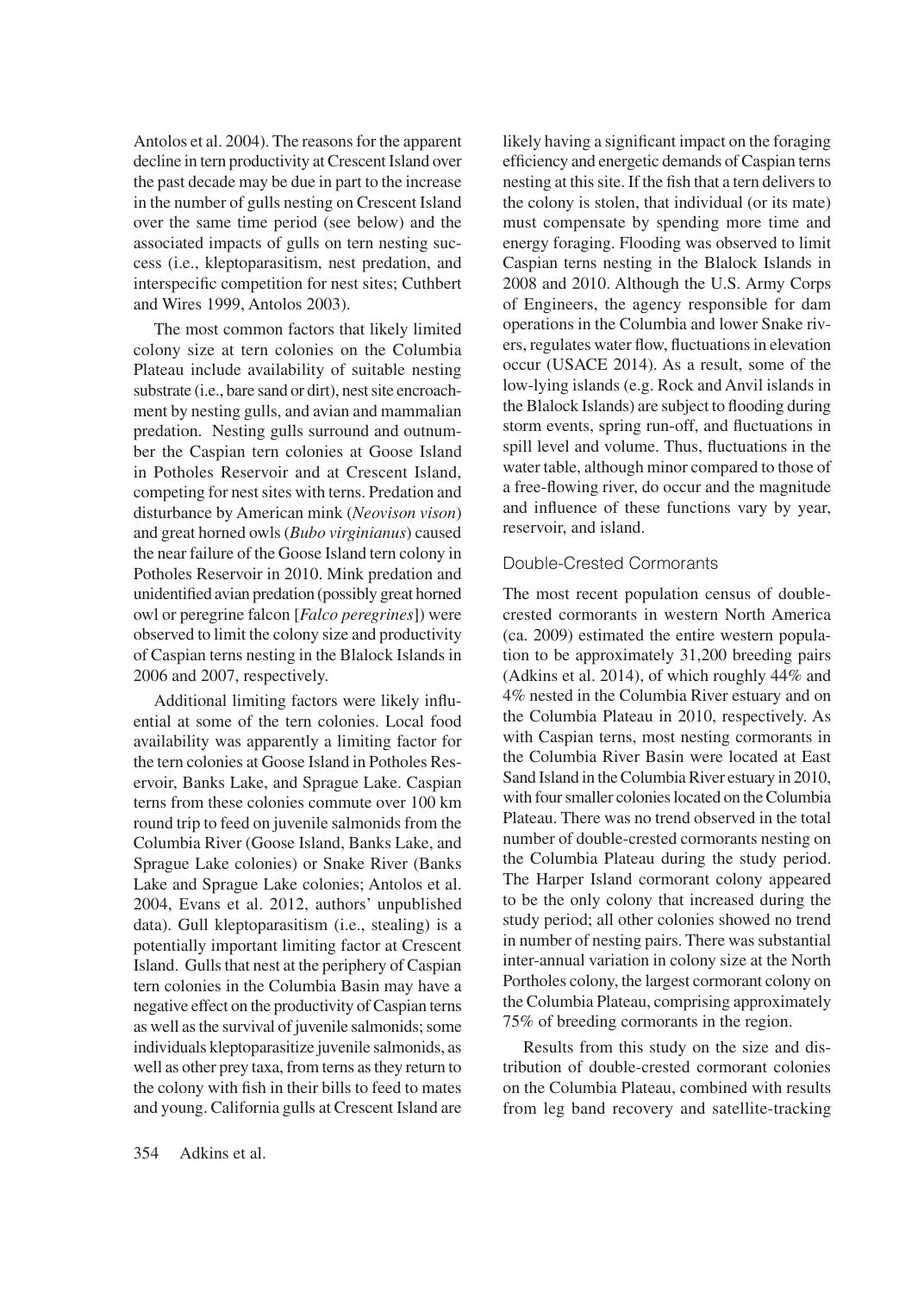Antolos et al. 2004). The reasons for the apparent decline in tern productivity at Crescent Island over the past decade may be due in part to the increase in the number of gulls nesting on Crescent Island over the same time period (see below) and the associated impacts of gulls on tern nesting success (i.e., kleptoparasitism, nest predation, and interspecific competition for nest sites; Cuthbert and Wires 1999, Antolos 2003).

The most common factors that likely limited colony size at tern colonies on the Columbia Plateau include availability of suitable nesting substrate (i.e., bare sand or dirt), nest site encroachment by nesting gulls, and avian and mammalian predation. Nesting gulls surround and outnumber the Caspian tern colonies at Goose Island in Potholes Reservoir and at Crescent Island, competing for nest sites with terns. Predation and disturbance by American mink (*Neovison vison*) and great horned owls (*Bubo virginianus*) caused the near failure of the Goose Island tern colony in Potholes Reservoir in 2010. Mink predation and unidentified avian predation (possibly great horned owl or peregrine falcon [*Falco peregrines*]) were observed to limit the colony size and productivity of Caspian terns nesting in the Blalock Islands in 2006 and 2007, respectively.

Additional limiting factors were likely influential at some of the tern colonies. Local food availability was apparently a limiting factor for the tern colonies at Goose Island in Potholes Reservoir, Banks Lake, and Sprague Lake. Caspian terns from these colonies commute over 100 km round trip to feed on juvenile salmonids from the Columbia River (Goose Island, Banks Lake, and Sprague Lake colonies) or Snake River (Banks Lake and Sprague Lake colonies; Antolos et al. 2004, Evans et al. 2012, authors' unpublished data). Gull kleptoparasitism (i.e., stealing) is a potentially important limiting factor at Crescent Island. Gulls that nest at the periphery of Caspian tern colonies in the Columbia Basin may have a negative effect on the productivity of Caspian terns as well as the survival of juvenile salmonids; some individuals kleptoparasitize juvenile salmonids, as well as other prey taxa, from terns as they return to the colony with fish in their bills to feed to mates and young. California gulls at Crescent Island are likely having a significant impact on the foraging efficiency and energetic demands of Caspian terns nesting at this site. If the fish that a tern delivers to the colony is stolen, that individual (or its mate) must compensate by spending more time and energy foraging. Flooding was observed to limit Caspian terns nesting in the Blalock Islands in 2008 and 2010. Although the U.S. Army Corps of Engineers, the agency responsible for dam operations in the Columbia and lower Snake rivers, regulates water flow, fluctuations in elevation occur (USACE 2014). As a result, some of the low-lying islands (e.g. Rock and Anvil islands in the Blalock Islands) are subject to flooding during storm events, spring run-off, and fluctuations in spill level and volume. Thus, fluctuations in the water table, although minor compared to those of a free-flowing river, do occur and the magnitude and influence of these functions vary by year, reservoir, and island.

### Double-Crested Cormorants

The most recent population census of double-crested cormorants in western North America (ca. 2009) estimated the entire western population to be approximately 31,200 breeding pairs (Adkins et al. 2014), of which roughly 44% and 4% nested in the Columbia River estuary and on the Columbia Plateau in 2010, respectively. As with Caspian terns, most nesting cormorants in the Columbia River Basin were located at East Sand Island in the Columbia River estuary in 2010, with four smaller colonies located on the Columbia Plateau. There was no trend observed in the total number of double-crested cormorants nesting on the Columbia Plateau during the study period. The Harper Island cormorant colony appeared to be the only colony that increased during the study period; all other colonies showed no trend in number of nesting pairs. There was substantial inter-annual variation in colony size at the North Portholes colony, the largest cormorant colony on the Columbia Plateau, comprising approximately 75% of breeding cormorants in the region.

Results from this study on the size and distribution of double-crested cormorant colonies on the Columbia Plateau, combined with results from leg band recovery and satellite-tracking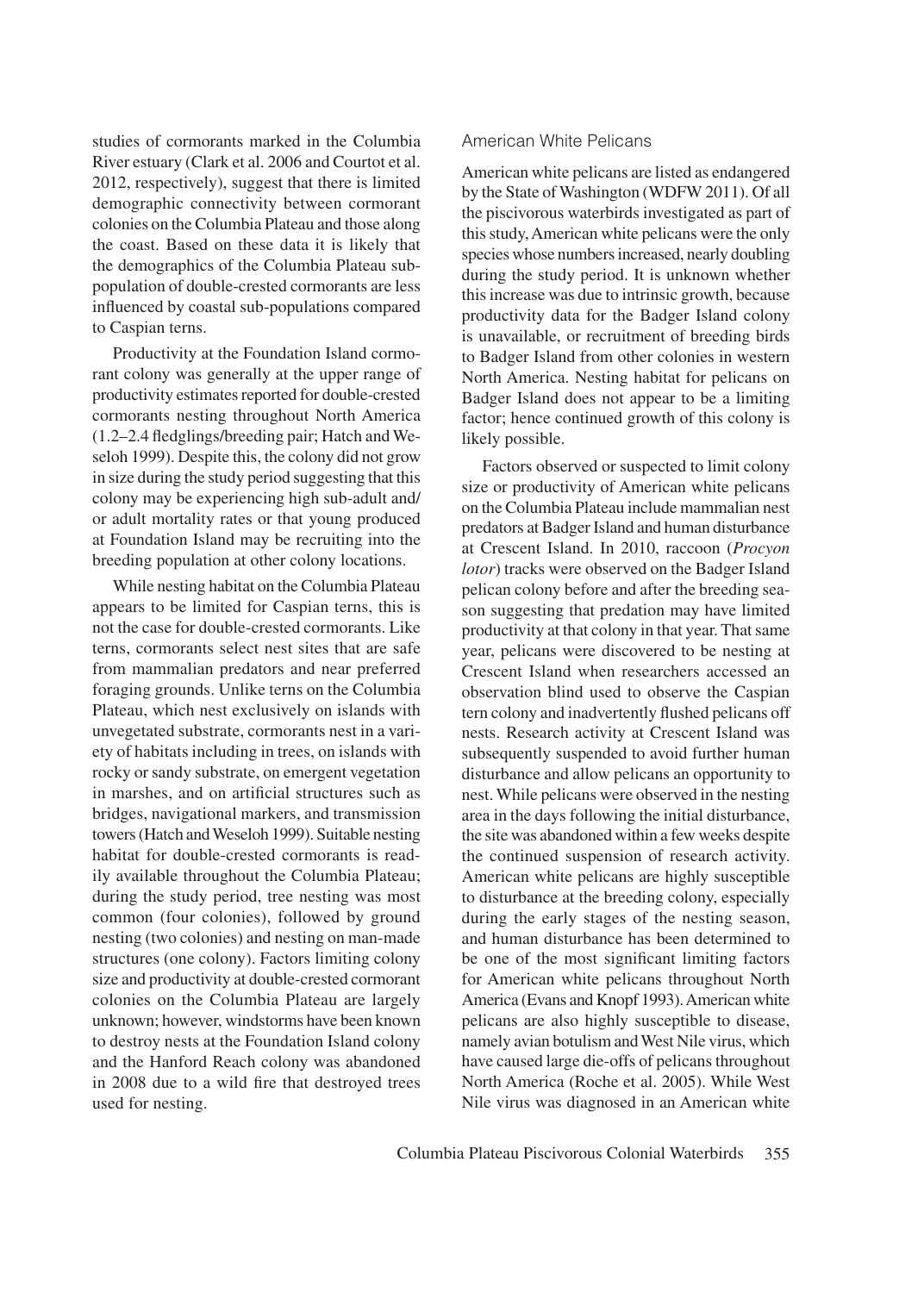studies of cormorants marked in the Columbia River estuary (Clark et al. 2006 and Courtot et al. 2012, respectively), suggest that there is limited demographic connectivity between cormorant colonies on the Columbia Plateau and those along the coast. Based on these data it is likely that the demographics of the Columbia Plateau sub-population of double-crested cormorants are less influenced by coastal sub-populations compared to Caspian terns.

Productivity at the Foundation Island cormorant colony was generally at the upper range of productivity estimates reported for double-crested cormorants nesting throughout North America (1.2–2.4 fledglings/breeding pair; Hatch and Weseloh 1999). Despite this, the colony did not grow in size during the study period suggesting that this colony may be experiencing high sub-adult and/or adult mortality rates or that young produced at Foundation Island may be recruiting into the breeding population at other colony locations.

While nesting habitat on the Columbia Plateau appears to be limited for Caspian terns, this is not the case for double-crested cormorants. Like terns, cormorants select nest sites that are safe from mammalian predators and near preferred foraging grounds. Unlike terns on the Columbia Plateau, which nest exclusively on islands with unvegetated substrate, cormorants nest in a variety of habitats including in trees, on islands with rocky or sandy substrate, on emergent vegetation in marshes, and on artificial structures such as bridges, navigational markers, and transmission towers (Hatch and Weseloh 1999). Suitable nesting habitat for double-crested cormorants is readily available throughout the Columbia Plateau; during the study period, tree nesting was most common (four colonies), followed by ground nesting (two colonies) and nesting on man-made structures (one colony). Factors limiting colony size and productivity at double-crested cormorant colonies on the Columbia Plateau are largely unknown; however, windstorms have been known to destroy nests at the Foundation Island colony and the Hanford Reach colony was abandoned in 2008 due to a wild fire that destroyed trees used for nesting.

### American White Pelicans

American white pelicans are listed as endangered by the State of Washington (WDFW 2011). Of all the piscivorous waterbirds investigated as part of this study, American white pelicans were the only species whose numbers increased, nearly doubling during the study period. It is unknown whether this increase was due to intrinsic growth, because productivity data for the Badger Island colony is unavailable, or recruitment of breeding birds to Badger Island from other colonies in western North America. Nesting habitat for pelicans on Badger Island does not appear to be a limiting factor; hence continued growth of this colony is likely possible.

Factors observed or suspected to limit colony size or productivity of American white pelicans on the Columbia Plateau include mammalian nest predators at Badger Island and human disturbance at Crescent Island. In 2010, raccoon (*Procyon lotor*) tracks were observed on the Badger Island pelican colony before and after the breeding season suggesting that predation may have limited productivity at that colony in that year. That same year, pelicans were discovered to be nesting at Crescent Island when researchers accessed an observation blind used to observe the Caspian tern colony and inadvertently flushed pelicans off nests. Research activity at Crescent Island was subsequently suspended to avoid further human disturbance and allow pelicans an opportunity to nest. While pelicans were observed in the nesting area in the days following the initial disturbance, the site was abandoned within a few weeks despite the continued suspension of research activity. American white pelicans are highly susceptible to disturbance at the breeding colony, especially during the early stages of the nesting season, and human disturbance has been determined to be one of the most significant limiting factors for American white pelicans throughout North America (Evans and Knopf 1993). American white pelicans are also highly susceptible to disease, namely avian botulism and West Nile virus, which have caused large die-offs of pelicans throughout North America (Roche et al. 2005). While West Nile virus was diagnosed in an American white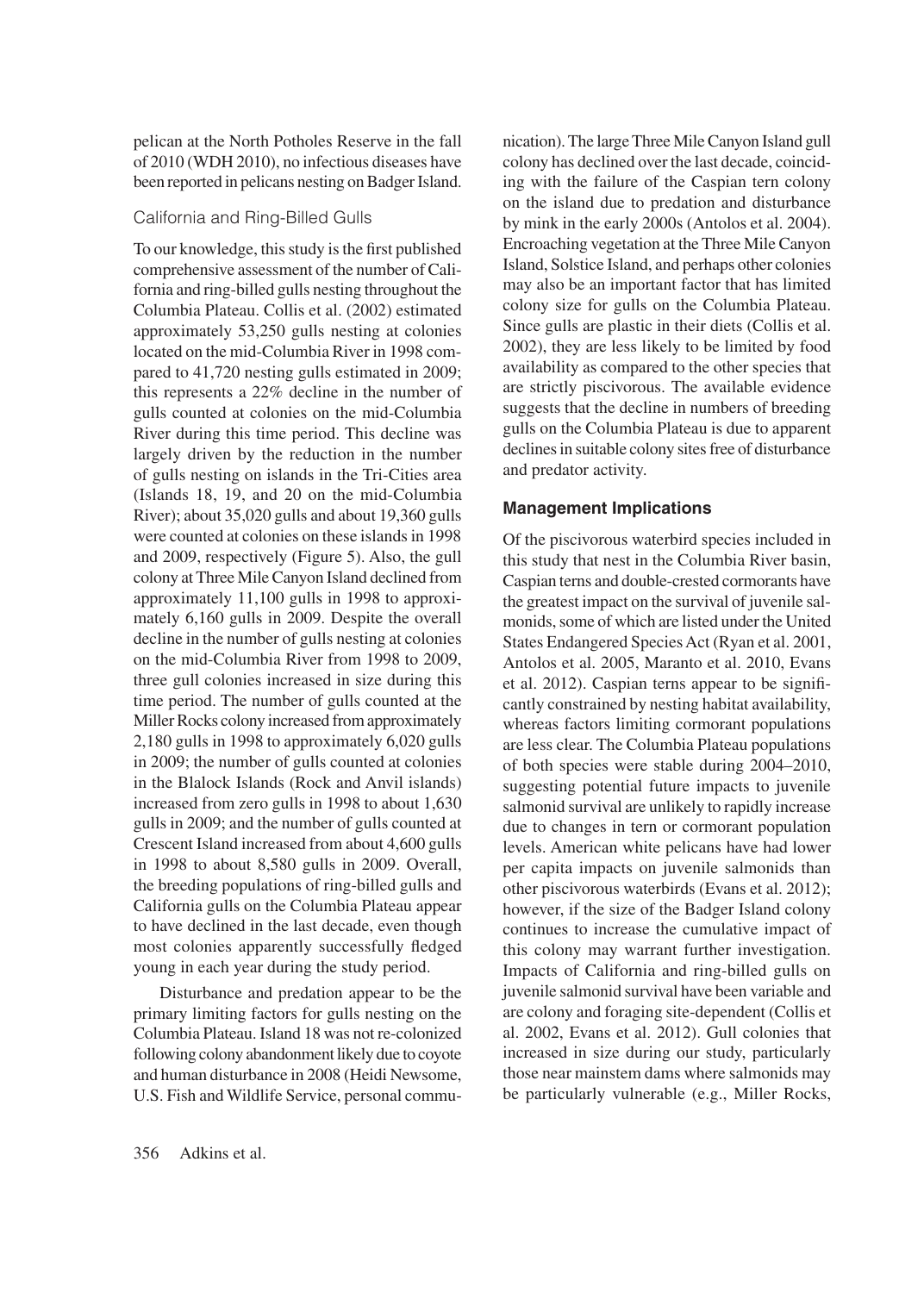pelican at the North Potholes Reserve in the fall of 2010 (WDH 2010), no infectious diseases have been reported in pelicans nesting on Badger Island.

### California and Ring-Billed Gulls

To our knowledge, this study is the first published comprehensive assessment of the number of California and ring-billed gulls nesting throughout the Columbia Plateau. Collis et al. (2002) estimated approximately 53,250 gulls nesting at colonies located on the mid-Columbia River in 1998 compared to 41,720 nesting gulls estimated in 2009; this represents a 22% decline in the number of gulls counted at colonies on the mid-Columbia River during this time period. This decline was largely driven by the reduction in the number of gulls nesting on islands in the Tri-Cities area (Islands 18, 19, and 20 on the mid-Columbia River); about 35,020 gulls and about 19,360 gulls were counted at colonies on these islands in 1998 and 2009, respectively (Figure 5). Also, the gull colony at Three Mile Canyon Island declined from approximately 11,100 gulls in 1998 to approximately 6,160 gulls in 2009. Despite the overall decline in the number of gulls nesting at colonies on the mid-Columbia River from 1998 to 2009, three gull colonies increased in size during this time period. The number of gulls counted at the Miller Rocks colony increased from approximately 2,180 gulls in 1998 to approximately 6,020 gulls in 2009; the number of gulls counted at colonies in the Blalock Islands (Rock and Anvil islands) increased from zero gulls in 1998 to about 1,630 gulls in 2009; and the number of gulls counted at Crescent Island increased from about 4,600 gulls in 1998 to about 8,580 gulls in 2009. Overall, the breeding populations of ring-billed gulls and California gulls on the Columbia Plateau appear to have declined in the last decade, even though most colonies apparently successfully fledged young in each year during the study period.

Disturbance and predation appear to be the primary limiting factors for gulls nesting on the Columbia Plateau. Island 18 was not re-colonized following colony abandonment likely due to coyote and human disturbance in 2008 (Heidi Newsome, U.S. Fish and Wildlife Service, personal communication). The large Three Mile Canyon Island gull colony has declined over the last decade, coinciding with the failure of the Caspian tern colony on the island due to predation and disturbance by mink in the early 2000s (Antolos et al. 2004). Encroaching vegetation at the Three Mile Canyon Island, Solstice Island, and perhaps other colonies may also be an important factor that has limited colony size for gulls on the Columbia Plateau. Since gulls are plastic in their diets (Collis et al. 2002), they are less likely to be limited by food availability as compared to the other species that are strictly piscivorous. The available evidence suggests that the decline in numbers of breeding gulls on the Columbia Plateau is due to apparent declines in suitable colony sites free of disturbance and predator activity.

## Management Implications

Of the piscivorous waterbird species included in this study that nest in the Columbia River basin, Caspian terns and double-crested cormorants have the greatest impact on the survival of juvenile salmonids, some of which are listed under the United States Endangered Species Act (Ryan et al. 2001, Antolos et al. 2005, Maranto et al. 2010, Evans et al. 2012). Caspian terns appear to be significantly constrained by nesting habitat availability, whereas factors limiting cormorant populations are less clear. The Columbia Plateau populations of both species were stable during 2004–2010, suggesting potential future impacts to juvenile salmonid survival are unlikely to rapidly increase due to changes in tern or cormorant population levels. American white pelicans have had lower per capita impacts on juvenile salmonids than other piscivorous waterbirds (Evans et al. 2012); however, if the size of the Badger Island colony continues to increase the cumulative impact of this colony may warrant further investigation. Impacts of California and ring-billed gulls on juvenile salmonid survival have been variable and are colony and foraging site-dependent (Collis et al. 2002, Evans et al. 2012). Gull colonies that increased in size during our study, particularly those near mainstem dams where salmonids may be particularly vulnerable (e.g., Miller Rocks,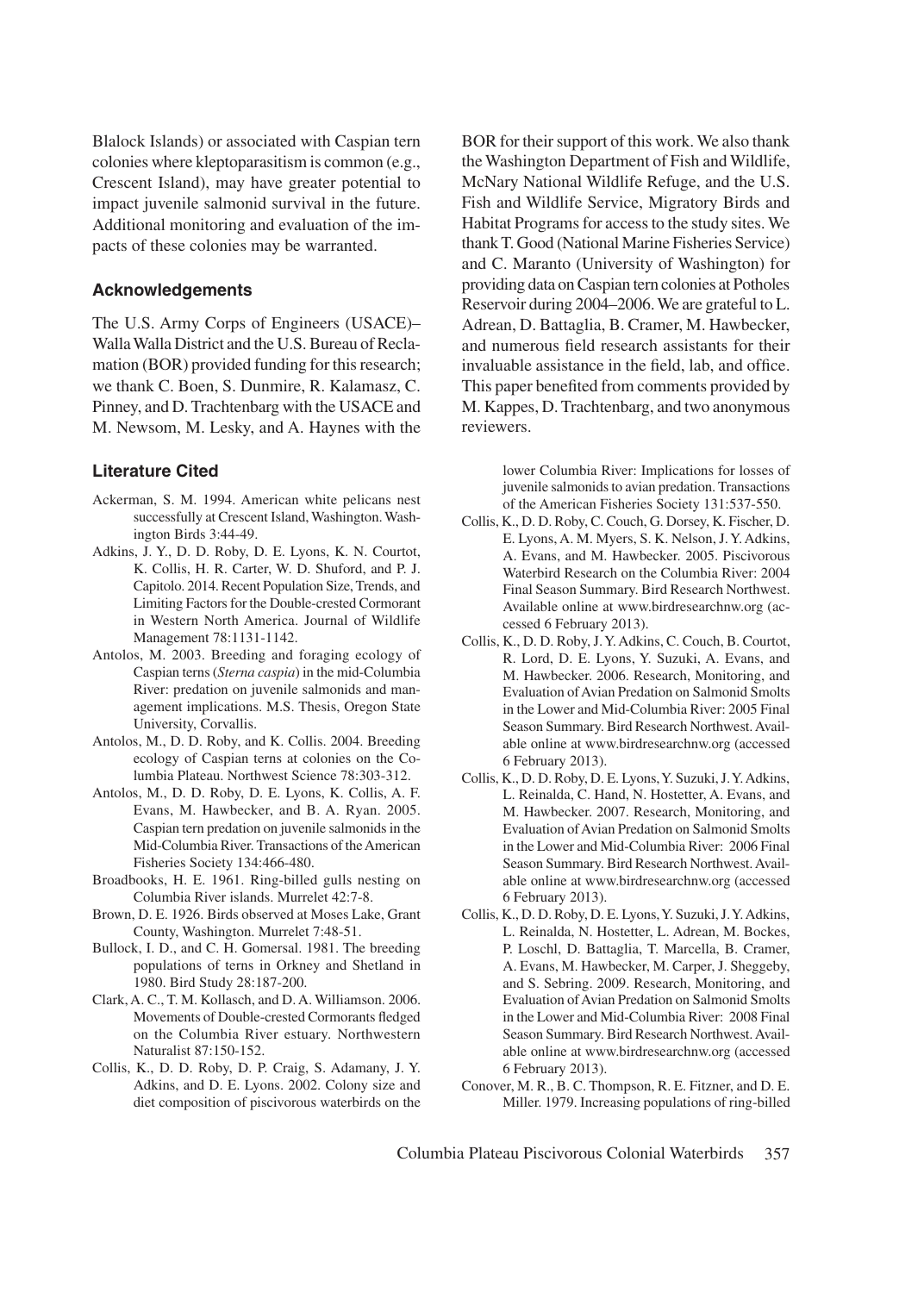Blalock Islands) or associated with Caspian tern colonies where kleptoparasitism is common (e.g., Crescent Island), may have greater potential to impact juvenile salmonid survival in the future. Additional monitoring and evaluation of the impacts of these colonies may be warranted.

## Acknowledgements

The U.S. Army Corps of Engineers (USACE)–Walla Walla District and the U.S. Bureau of Reclamation (BOR) provided funding for this research; we thank C. Boen, S. Dunmire, R. Kalamasz, C. Pinney, and D. Trachtenbarg with the USACE and M. Newsom, M. Lesky, and A. Haynes with the BOR for their support of this work. We also thank the Washington Department of Fish and Wildlife, McNary National Wildlife Refuge, and the U.S. Fish and Wildlife Service, Migratory Birds and Habitat Programs for access to the study sites. We thank T. Good (National Marine Fisheries Service) and C. Maranto (University of Washington) for providing data on Caspian tern colonies at Potholes Reservoir during 2004–2006. We are grateful to L. Adrean, D. Battaglia, B. Cramer, M. Hawbecker, and numerous field research assistants for their invaluable assistance in the field, lab, and office. This paper benefited from comments provided by M. Kappes, D. Trachtenbarg, and two anonymous reviewers.

## Literature Cited

Ackerman, S. M. 1994. American white pelicans nest successfully at Crescent Island, Washington. Washington Birds 3:44-49.

Adkins, J. Y., D. D. Roby, D. E. Lyons, K. N. Courtot, K. Collis, H. R. Carter, W. D. Shuford, and P. J. Capitolo. 2014. Recent Population Size, Trends, and Limiting Factors for the Double-crested Cormorant in Western North America. Journal of Wildlife Management 78:1131-1142.

Antolos, M. 2003. Breeding and foraging ecology of Caspian terns (*Sterna caspia*) in the mid-Columbia River: predation on juvenile salmonids and management implications. M.S. Thesis, Oregon State University, Corvallis.

Antolos, M., D. D. Roby, and K. Collis. 2004. Breeding ecology of Caspian terns at colonies on the Columbia Plateau. Northwest Science 78:303-312.

Antolos, M., D. D. Roby, D. E. Lyons, K. Collis, A. F. Evans, M. Hawbecker, and B. A. Ryan. 2005. Caspian tern predation on juvenile salmonids in the Mid-Columbia River. Transactions of the American Fisheries Society 134:466-480.

Broadbooks, H. E. 1961. Ring-billed gulls nesting on Columbia River islands. Murrelet 42:7-8.

Brown, D. E. 1926. Birds observed at Moses Lake, Grant County, Washington. Murrelet 7:48-51.

Bullock, I. D., and C. H. Gomersal. 1981. The breeding populations of terns in Orkney and Shetland in 1980. Bird Study 28:187-200.

Clark, A. C., T. M. Kollasch, and D. A. Williamson. 2006. Movements of Double-crested Cormorants fledged on the Columbia River estuary. Northwestern Naturalist 87:150-152.

Collis, K., D. D. Roby, D. P. Craig, S. Adamany, J. Y. Adkins, and D. E. Lyons. 2002. Colony size and diet composition of piscivorous waterbirds on the lower Columbia River: Implications for losses of juvenile salmonids to avian predation. Transactions of the American Fisheries Society 131:537-550.

Collis, K., D. D. Roby, C. Couch, G. Dorsey, K. Fischer, D. E. Lyons, A. M. Myers, S. K. Nelson, J. Y. Adkins, A. Evans, and M. Hawbecker. 2005. Piscivorous Waterbird Research on the Columbia River: 2004 Final Season Summary. Bird Research Northwest. Available online at www.birdresearchnw.org (accessed 6 February 2013).

Collis, K., D. D. Roby, J. Y. Adkins, C. Couch, B. Courtot, R. Lord, D. E. Lyons, Y. Suzuki, A. Evans, and M. Hawbecker. 2006. Research, Monitoring, and Evaluation of Avian Predation on Salmonid Smolts in the Lower and Mid-Columbia River: 2005 Final Season Summary. Bird Research Northwest. Available online at www.birdresearchnw.org (accessed 6 February 2013).

Collis, K., D. D. Roby, D. E. Lyons, Y. Suzuki, J. Y. Adkins, L. Reinalda, C. Hand, N. Hostetter, A. Evans, and M. Hawbecker. 2007. Research, Monitoring, and Evaluation of Avian Predation on Salmonid Smolts in the Lower and Mid-Columbia River: 2006 Final Season Summary. Bird Research Northwest. Available online at www.birdresearchnw.org (accessed 6 February 2013).

Collis, K., D. D. Roby, D. E. Lyons, Y. Suzuki, J. Y. Adkins, L. Reinalda, N. Hostetter, L. Adrean, M. Bockes, P. Loschl, D. Battaglia, T. Marcella, B. Cramer, A. Evans, M. Hawbecker, M. Carper, J. Sheggeby, and S. Sebring. 2009. Research, Monitoring, and Evaluation of Avian Predation on Salmonid Smolts in the Lower and Mid-Columbia River: 2008 Final Season Summary. Bird Research Northwest. Available online at www.birdresearchnw.org (accessed 6 February 2013).

Conover, M. R., B. C. Thompson, R. E. Fitzner, and D. E. Miller. 1979. Increasing populations of ring-billed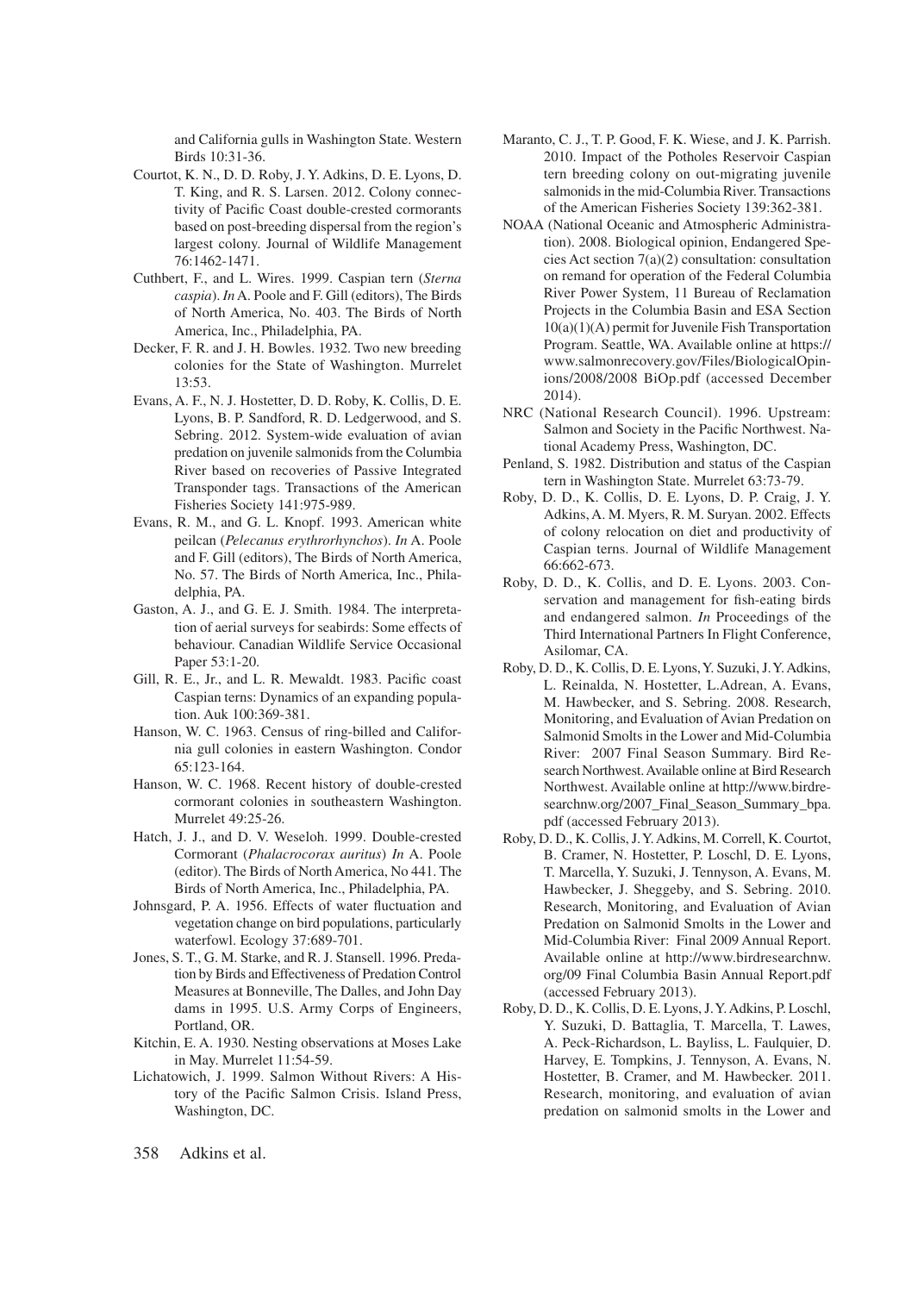and California gulls in Washington State. Western Birds 10:31-36.

Courtot, K. N., D. D. Roby, J. Y. Adkins, D. E. Lyons, D. T. King, and R. S. Larsen. 2012. Colony connectivity of Pacific Coast double-crested cormorants based on post-breeding dispersal from the region's largest colony. Journal of Wildlife Management 76:1462-1471.

Cuthbert, F., and L. Wires. 1999. Caspian tern (*Sterna caspia*). *In* A. Poole and F. Gill (editors), The Birds of North America, No. 403. The Birds of North America, Inc., Philadelphia, PA.

Decker, F. R. and J. H. Bowles. 1932. Two new breeding colonies for the State of Washington. Murrelet 13:53.

Evans, A. F., N. J. Hostetter, D. D. Roby, K. Collis, D. E. Lyons, B. P. Sandford, R. D. Ledgerwood, and S. Sebring. 2012. System-wide evaluation of avian predation on juvenile salmonids from the Columbia River based on recoveries of Passive Integrated Transponder tags. Transactions of the American Fisheries Society 141:975-989.

Evans, R. M., and G. L. Knopf. 1993. American white peilcan (*Pelecanus erythrorhynchos*). *In* A. Poole and F. Gill (editors), The Birds of North America, No. 57. The Birds of North America, Inc., Philadelphia, PA.

Gaston, A. J., and G. E. J. Smith. 1984. The interpretation of aerial surveys for seabirds: Some effects of behaviour. Canadian Wildlife Service Occasional Paper 53:1-20.

Gill, R. E., Jr., and L. R. Mewaldt. 1983. Pacific coast Caspian terns: Dynamics of an expanding population. Auk 100:369-381.

Hanson, W. C. 1963. Census of ring-billed and California gull colonies in eastern Washington. Condor 65:123-164.

Hanson, W. C. 1968. Recent history of double-crested cormorant colonies in southeastern Washington. Murrelet 49:25-26.

Hatch, J. J., and D. V. Weseloh. 1999. Double-crested Cormorant (*Phalacrocorax auritus*) *In* A. Poole (editor). The Birds of North America, No 441. The Birds of North America, Inc., Philadelphia, PA.

Johnsgard, P. A. 1956. Effects of water fluctuation and vegetation change on bird populations, particularly waterfowl. Ecology 37:689-701.

Jones, S. T., G. M. Starke, and R. J. Stansell. 1996. Predation by Birds and Effectiveness of Predation Control Measures at Bonneville, The Dalles, and John Day dams in 1995. U.S. Army Corps of Engineers, Portland, OR.

Kitchin, E. A. 1930. Nesting observations at Moses Lake in May. Murrelet 11:54-59.

Lichatowich, J. 1999. Salmon Without Rivers: A History of the Pacific Salmon Crisis. Island Press, Washington, DC.

Maranto, C. J., T. P. Good, F. K. Wiese, and J. K. Parrish. 2010. Impact of the Potholes Reservoir Caspian tern breeding colony on out-migrating juvenile salmonids in the mid-Columbia River. Transactions of the American Fisheries Society 139:362-381.

NOAA (National Oceanic and Atmospheric Administration). 2008. Biological opinion, Endangered Species Act section 7(a)(2) consultation: consultation on remand for operation of the Federal Columbia River Power System, 11 Bureau of Reclamation Projects in the Columbia Basin and ESA Section 10(a)(1)(A) permit for Juvenile Fish Transportation Program. Seattle, WA. Available online at https://www.salmonrecovery.gov/Files/BiologicalOpinions/2008/2008 BiOp.pdf (accessed December 2014).

NRC (National Research Council). 1996. Upstream: Salmon and Society in the Pacific Northwest. National Academy Press, Washington, DC.

Penland, S. 1982. Distribution and status of the Caspian tern in Washington State. Murrelet 63:73-79.

Roby, D. D., K. Collis, D. E. Lyons, D. P. Craig, J. Y. Adkins, A. M. Myers, R. M. Suryan. 2002. Effects of colony relocation on diet and productivity of Caspian terns. Journal of Wildlife Management 66:662-673.

Roby, D. D., K. Collis, and D. E. Lyons. 2003. Conservation and management for fish-eating birds and endangered salmon. *In* Proceedings of the Third International Partners In Flight Conference, Asilomar, CA.

Roby, D. D., K. Collis, D. E. Lyons, Y. Suzuki, J. Y. Adkins, L. Reinalda, N. Hostetter, L.Adrean, A. Evans, M. Hawbecker, and S. Sebring. 2008. Research, Monitoring, and Evaluation of Avian Predation on Salmonid Smolts in the Lower and Mid-Columbia River: 2007 Final Season Summary. Bird Research Northwest. Available online at Bird Research Northwest. Available online at http://www.birdresearchnw.org/2007_Final_Season_Summary_bpa.pdf (accessed February 2013).

Roby, D. D., K. Collis, J. Y. Adkins, M. Correll, K. Courtot, B. Cramer, N. Hostetter, P. Loschl, D. E. Lyons, T. Marcella, Y. Suzuki, J. Tennyson, A. Evans, M. Hawbecker, J. Sheggeby, and S. Sebring. 2010. Research, Monitoring, and Evaluation of Avian Predation on Salmonid Smolts in the Lower and Mid-Columbia River: Final 2009 Annual Report. Available online at http://www.birdresearchnw.org/09 Final Columbia Basin Annual Report.pdf (accessed February 2013).

Roby, D. D., K. Collis, D. E. Lyons, J. Y. Adkins, P. Loschl, Y. Suzuki, D. Battaglia, T. Marcella, T. Lawes, A. Peck-Richardson, L. Bayliss, L. Faulquier, D. Harvey, E. Tompkins, J. Tennyson, A. Evans, N. Hostetter, B. Cramer, and M. Hawbecker. 2011. Research, monitoring, and evaluation of avian predation on salmonid smolts in the Lower and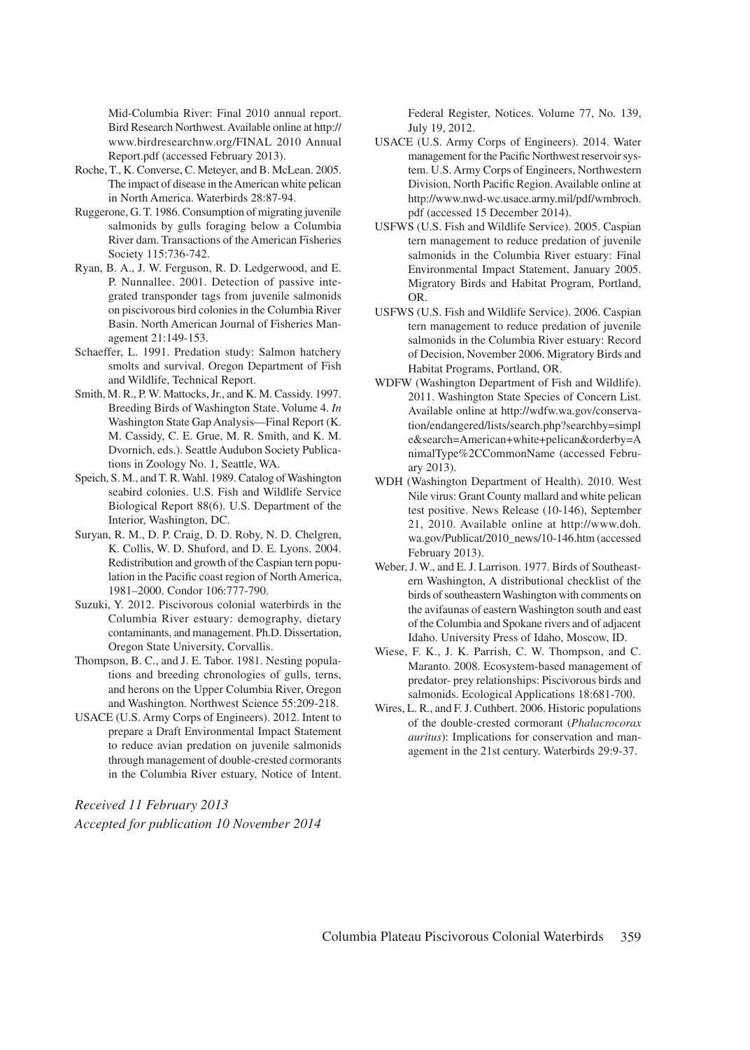Mid-Columbia River: Final 2010 annual report. Bird Research Northwest. Available online at http://www.birdresearchnw.org/FINAL 2010 Annual Report.pdf (accessed February 2013).

Roche, T., K. Converse, C. Meteyer, and B. McLean. 2005. The impact of disease in the American white pelican in North America. Waterbirds 28:87-94.

Ruggerone, G. T. 1986. Consumption of migrating juvenile salmonids by gulls foraging below a Columbia River dam. Transactions of the American Fisheries Society 115:736-742.

Ryan, B. A., J. W. Ferguson, R. D. Ledgerwood, and E. P. Nunnallee. 2001. Detection of passive integrated transponder tags from juvenile salmonids on piscivorous bird colonies in the Columbia River Basin. North American Journal of Fisheries Management 21:149-153.

Schaeffer, L. 1991. Predation study: Salmon hatchery smolts and survival. Oregon Department of Fish and Wildlife, Technical Report.

Smith, M. R., P. W. Mattocks, Jr., and K. M. Cassidy. 1997. Breeding Birds of Washington State. Volume 4. *In* Washington State Gap Analysis—Final Report (K. M. Cassidy, C. E. Grue, M. R. Smith, and K. M. Dvornich, eds.). Seattle Audubon Society Publications in Zoology No. 1, Seattle, WA.

Speich, S. M., and T. R. Wahl. 1989. Catalog of Washington seabird colonies. U.S. Fish and Wildlife Service Biological Report 88(6). U.S. Department of the Interior, Washington, DC.

Suryan, R. M., D. P. Craig, D. D. Roby, N. D. Chelgren, K. Collis, W. D. Shuford, and D. E. Lyons. 2004. Redistribution and growth of the Caspian tern population in the Pacific coast region of North America, 1981–2000. Condor 106:777-790.

Suzuki, Y. 2012. Piscivorous colonial waterbirds in the Columbia River estuary: demography, dietary contaminants, and management. Ph.D. Dissertation, Oregon State University, Corvallis.

Thompson, B. C., and J. E. Tabor. 1981. Nesting populations and breeding chronologies of gulls, terns, and herons on the Upper Columbia River, Oregon and Washington. Northwest Science 55:209-218.

USACE (U.S. Army Corps of Engineers). 2012. Intent to prepare a Draft Environmental Impact Statement to reduce avian predation on juvenile salmonids through management of double-crested cormorants in the Columbia River estuary, Notice of Intent. Federal Register, Notices. Volume 77, No. 139, July 19, 2012.

USACE (U.S. Army Corps of Engineers). 2014. Water management for the Pacific Northwest reservoir system. U.S. Army Corps of Engineers, Northwestern Division, North Pacific Region. Available online at http://www.nwd-wc.usace.army.mil/pdf/wmbroch.pdf (accessed 15 December 2014).

USFWS (U.S. Fish and Wildlife Service). 2005. Caspian tern management to reduce predation of juvenile salmonids in the Columbia River estuary: Final Environmental Impact Statement, January 2005. Migratory Birds and Habitat Program, Portland, OR.

USFWS (U.S. Fish and Wildlife Service). 2006. Caspian tern management to reduce predation of juvenile salmonids in the Columbia River estuary: Record of Decision, November 2006. Migratory Birds and Habitat Programs, Portland, OR.

WDFW (Washington Department of Fish and Wildlife). 2011. Washington State Species of Concern List. Available online at http://wdfw.wa.gov/conservation/endangered/lists/search.php?searchby=simple&search=American+white+pelican&orderby=AnimalType%2CCommonName (accessed February 2013).

WDH (Washington Department of Health). 2010. West Nile virus: Grant County mallard and white pelican test positive. News Release (10-146), September 21, 2010. Available online at http://www.doh.wa.gov/Publicat/2010_news/10-146.htm (accessed February 2013).

Weber, J. W., and E. J. Larrison. 1977. Birds of Southeastern Washington, A distributional checklist of the birds of southeastern Washington with comments on the avifaunas of eastern Washington south and east of the Columbia and Spokane rivers and of adjacent Idaho. University Press of Idaho, Moscow, ID.

Wiese, F. K., J. K. Parrish, C. W. Thompson, and C. Maranto. 2008. Ecosystem-based management of predator- prey relationships: Piscivorous birds and salmonids. Ecological Applications 18:681-700.

Wires, L. R., and F. J. Cuthbert. 2006. Historic populations of the double-crested cormorant (*Phalacrocorax auritus*): Implications for conservation and management in the 21st century. Waterbirds 29:9-37.

*Received 11 February 2013*
*Accepted for publication 10 November 2014*